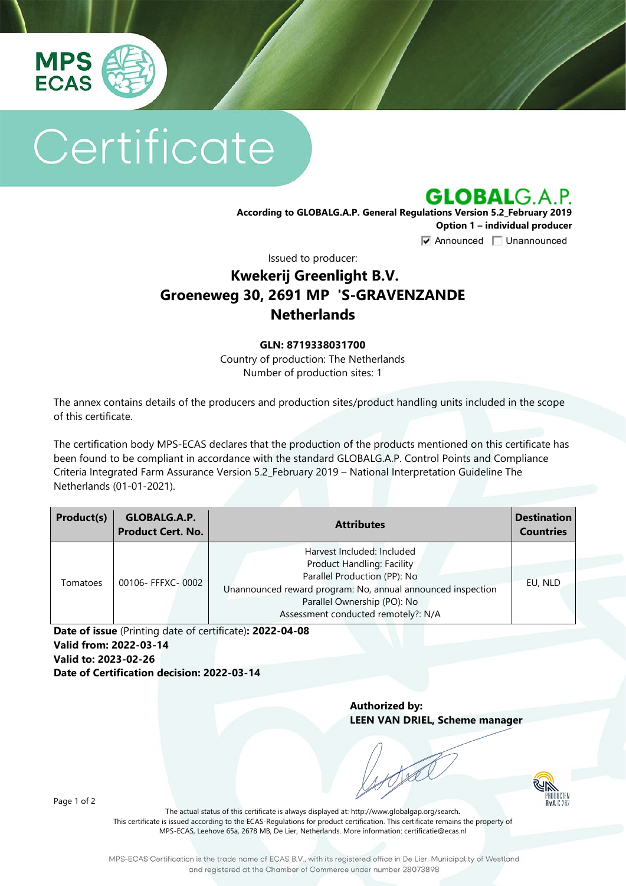MPS ECAS

# Certificate

## GLOBALG.A.P.

**According to GLOBALG.A.P. General Regulations Version 5.2_February 2019**
**Option 1 – individual producer**

☑ Announced ☐ Unannounced

Issued to producer:

### Kwekerij Greenlight B.V.
### Groeneweg 30, 2691 MP 'S-GRAVENZANDE
### Netherlands

**GLN: 8719338031700**
Country of production: The Netherlands
Number of production sites: 1

The annex contains details of the producers and production sites/product handling units included in the scope of this certificate.

The certification body MPS-ECAS declares that the production of the products mentioned on this certificate has been found to be compliant in accordance with the standard GLOBALG.A.P. Control Points and Compliance Criteria Integrated Farm Assurance Version 5.2_February 2019 – National Interpretation Guideline The Netherlands (01-01-2021).

| Product(s) | GLOBALG.A.P. Product Cert. No. | Attributes | Destination Countries |
|---|---|---|---|
| Tomatoes | 00106- FFFXC- 0002 | Harvest Included: Included<br>Product Handling: Facility<br>Parallel Production (PP): No<br>Unannounced reward program: No, annual announced inspection<br>Parallel Ownership (PO): No<br>Assessment conducted remotely?: N/A | EU, NLD |

**Date of issue** (Printing date of certificate)**: 2022-04-08**
**Valid from: 2022-03-14**
**Valid to: 2023-02-26**
**Date of Certification decision: 2022-03-14**

**Authorized by:**
**LEEN VAN DRIEL, Scheme manager**

The actual status of this certificate is always displayed at: http://www.globalgap.org/search.
This certificate is issued according to the ECAS-Regulations for product certification. This certificate remains the property of MPS-ECAS, Leehove 65a, 2678 MB, De Lier, Netherlands. More information: certificatie@ecas.nl

MPS-ECAS Certification is the trade name of ECAS B.V., with its registered office in De Lier, Municipality of Westland and registered at the Chamber of Commerce under number 28073898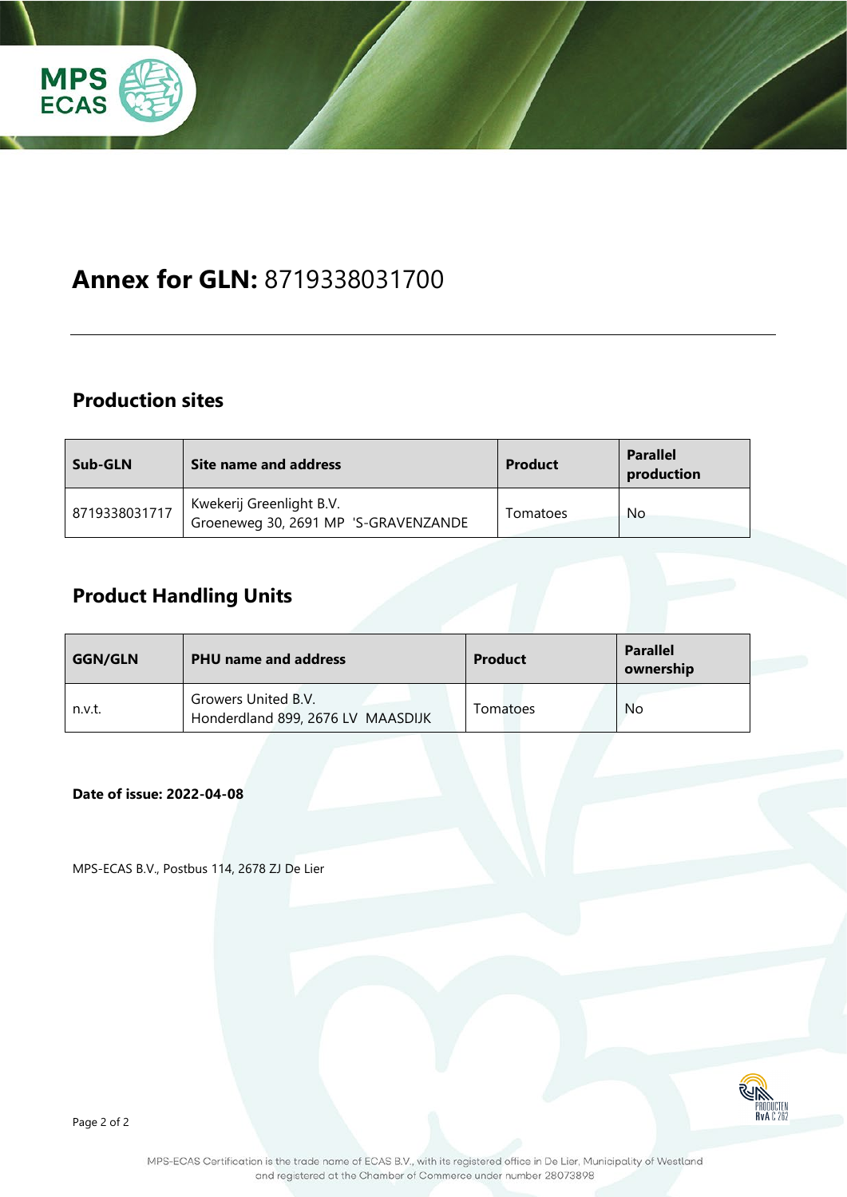# Annex for GLN: 8719338031700

## Production sites

| Sub-GLN | Site name and address | Product | Parallel production |
| --- | --- | --- | --- |
| 8719338031717 | Kwekerij Greenlight B.V.<br>Groeneweg 30, 2691 MP 'S-GRAVENZANDE | Tomatoes | No |

## Product Handling Units

| GGN/GLN | PHU name and address | Product | Parallel ownership |
| --- | --- | --- | --- |
| n.v.t. | Growers United B.V.<br>Honderdland 899, 2676 LV MAASDIJK | Tomatoes | No |

**Date of issue: 2022-04-08**

MPS-ECAS B.V., Postbus 114, 2678 ZJ De Lier

MPS-ECAS Certification is the trade name of ECAS B.V., with its registered office in De Lier, Municipality of Westland and registered at the Chamber of Commerce under number 28073898